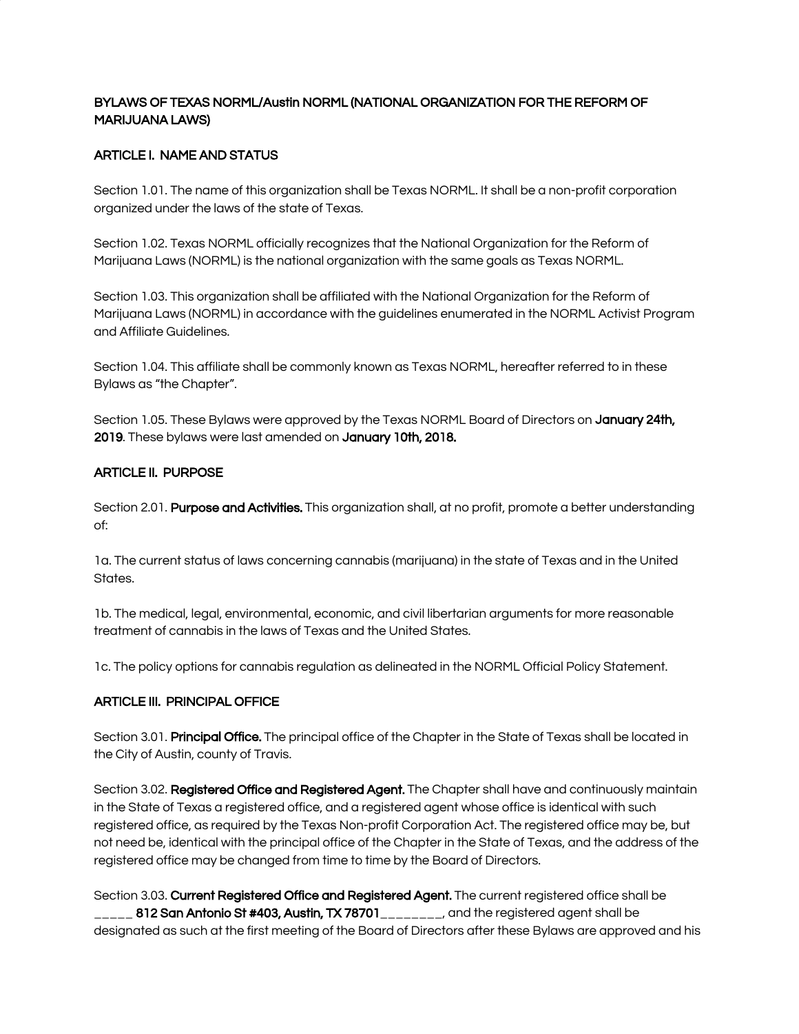**BYLAWS OF TEXAS NORML/Austin NORML (NATIONAL ORGANIZATION FOR THE REFORM OF MARIJUANA LAWS)**

**ARTICLE I. NAME AND STATUS**

Section 1.01. The name of this organization shall be Texas NORML. It shall be a non-profit corporation organized under the laws of the state of Texas.

Section 1.02. Texas NORML officially recognizes that the National Organization for the Reform of Marijuana Laws (NORML) is the national organization with the same goals as Texas NORML.

Section 1.03. This organization shall be affiliated with the National Organization for the Reform of Marijuana Laws (NORML) in accordance with the guidelines enumerated in the NORML Activist Program and Affiliate Guidelines.

Section 1.04. This affiliate shall be commonly known as Texas NORML, hereafter referred to in these Bylaws as "the Chapter".

Section 1.05. These Bylaws were approved by the Texas NORML Board of Directors on **January 24th, 2019**. These bylaws were last amended on **January 10th, 2018.**

**ARTICLE II. PURPOSE**

Section 2.01. **Purpose and Activities.** This organization shall, at no profit, promote a better understanding of:

1a. The current status of laws concerning cannabis (marijuana) in the state of Texas and in the United States.

1b. The medical, legal, environmental, economic, and civil libertarian arguments for more reasonable treatment of cannabis in the laws of Texas and the United States.

1c. The policy options for cannabis regulation as delineated in the NORML Official Policy Statement.

**ARTICLE III. PRINCIPAL OFFICE**

Section 3.01. **Principal Office.** The principal office of the Chapter in the State of Texas shall be located in the City of Austin, county of Travis.

Section 3.02. **Registered Office and Registered Agent.** The Chapter shall have and continuously maintain in the State of Texas a registered office, and a registered agent whose office is identical with such registered office, as required by the Texas Non-profit Corporation Act. The registered office may be, but not need be, identical with the principal office of the Chapter in the State of Texas, and the address of the registered office may be changed from time to time by the Board of Directors.

Section 3.03. **Current Registered Office and Registered Agent.** The current registered office shall be _____ **812 San Antonio St #403, Austin, TX 78701**________, and the registered agent shall be designated as such at the first meeting of the Board of Directors after these Bylaws are approved and his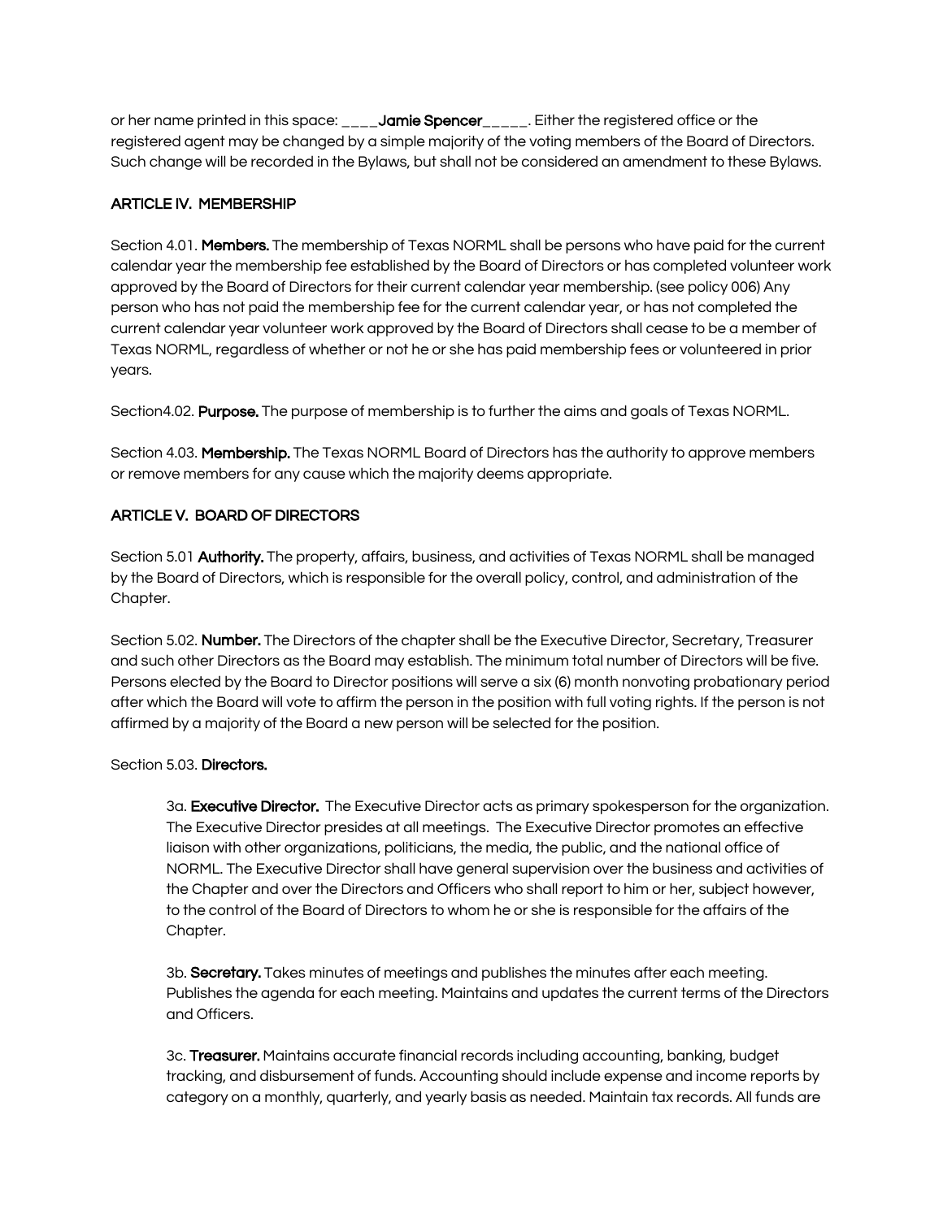or her name printed in this space: ____**Jamie Spencer**_____. Either the registered office or the registered agent may be changed by a simple majority of the voting members of the Board of Directors. Such change will be recorded in the Bylaws, but shall not be considered an amendment to these Bylaws.

## ARTICLE IV. MEMBERSHIP

Section 4.01. **Members.** The membership of Texas NORML shall be persons who have paid for the current calendar year the membership fee established by the Board of Directors or has completed volunteer work approved by the Board of Directors for their current calendar year membership. (see policy 006) Any person who has not paid the membership fee for the current calendar year, or has not completed the current calendar year volunteer work approved by the Board of Directors shall cease to be a member of Texas NORML, regardless of whether or not he or she has paid membership fees or volunteered in prior years.

Section4.02. **Purpose.** The purpose of membership is to further the aims and goals of Texas NORML.

Section 4.03. **Membership.** The Texas NORML Board of Directors has the authority to approve members or remove members for any cause which the majority deems appropriate.

## ARTICLE V. BOARD OF DIRECTORS

Section 5.01 **Authority.** The property, affairs, business, and activities of Texas NORML shall be managed by the Board of Directors, which is responsible for the overall policy, control, and administration of the Chapter.

Section 5.02. **Number.** The Directors of the chapter shall be the Executive Director, Secretary, Treasurer and such other Directors as the Board may establish. The minimum total number of Directors will be five. Persons elected by the Board to Director positions will serve a six (6) month nonvoting probationary period after which the Board will vote to affirm the person in the position with full voting rights. If the person is not affirmed by a majority of the Board a new person will be selected for the position.

Section 5.03. **Directors.**

3a. **Executive Director.** The Executive Director acts as primary spokesperson for the organization. The Executive Director presides at all meetings. The Executive Director promotes an effective liaison with other organizations, politicians, the media, the public, and the national office of NORML. The Executive Director shall have general supervision over the business and activities of the Chapter and over the Directors and Officers who shall report to him or her, subject however, to the control of the Board of Directors to whom he or she is responsible for the affairs of the Chapter.

3b. **Secretary.** Takes minutes of meetings and publishes the minutes after each meeting. Publishes the agenda for each meeting. Maintains and updates the current terms of the Directors and Officers.

3c. **Treasurer.** Maintains accurate financial records including accounting, banking, budget tracking, and disbursement of funds. Accounting should include expense and income reports by category on a monthly, quarterly, and yearly basis as needed. Maintain tax records. All funds are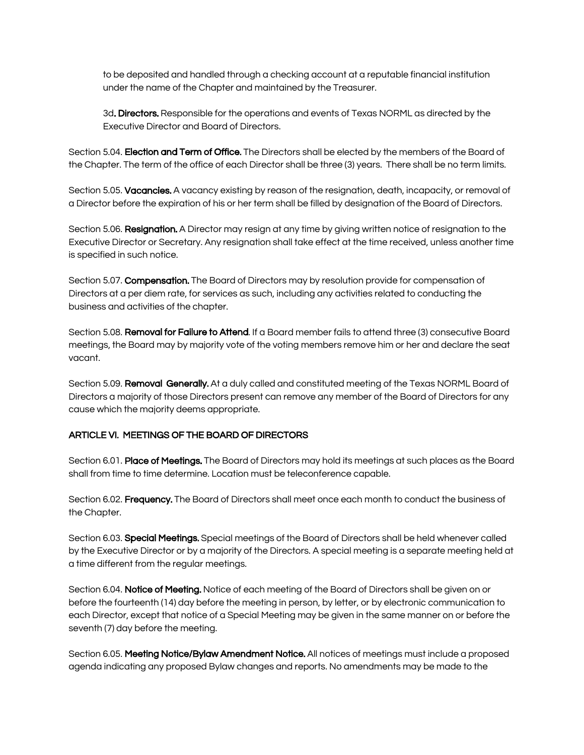to be deposited and handled through a checking account at a reputable financial institution under the name of the Chapter and maintained by the Treasurer.

3d. **Directors.** Responsible for the operations and events of Texas NORML as directed by the Executive Director and Board of Directors.

Section 5.04. **Election and Term of Office.** The Directors shall be elected by the members of the Board of the Chapter. The term of the office of each Director shall be three (3) years. There shall be no term limits.

Section 5.05. **Vacancies.** A vacancy existing by reason of the resignation, death, incapacity, or removal of a Director before the expiration of his or her term shall be filled by designation of the Board of Directors.

Section 5.06. **Resignation.** A Director may resign at any time by giving written notice of resignation to the Executive Director or Secretary. Any resignation shall take effect at the time received, unless another time is specified in such notice.

Section 5.07. **Compensation.** The Board of Directors may by resolution provide for compensation of Directors at a per diem rate, for services as such, including any activities related to conducting the business and activities of the chapter.

Section 5.08. **Removal for Failure to Attend**. If a Board member fails to attend three (3) consecutive Board meetings, the Board may by majority vote of the voting members remove him or her and declare the seat vacant.

Section 5.09. **Removal Generally.** At a duly called and constituted meeting of the Texas NORML Board of Directors a majority of those Directors present can remove any member of the Board of Directors for any cause which the majority deems appropriate.

## ARTICLE VI. MEETINGS OF THE BOARD OF DIRECTORS

Section 6.01. **Place of Meetings.** The Board of Directors may hold its meetings at such places as the Board shall from time to time determine. Location must be teleconference capable.

Section 6.02. **Frequency.** The Board of Directors shall meet once each month to conduct the business of the Chapter.

Section 6.03. **Special Meetings.** Special meetings of the Board of Directors shall be held whenever called by the Executive Director or by a majority of the Directors. A special meeting is a separate meeting held at a time different from the regular meetings.

Section 6.04. **Notice of Meeting.** Notice of each meeting of the Board of Directors shall be given on or before the fourteenth (14) day before the meeting in person, by letter, or by electronic communication to each Director, except that notice of a Special Meeting may be given in the same manner on or before the seventh (7) day before the meeting.

Section 6.05. **Meeting Notice/Bylaw Amendment Notice.** All notices of meetings must include a proposed agenda indicating any proposed Bylaw changes and reports. No amendments may be made to the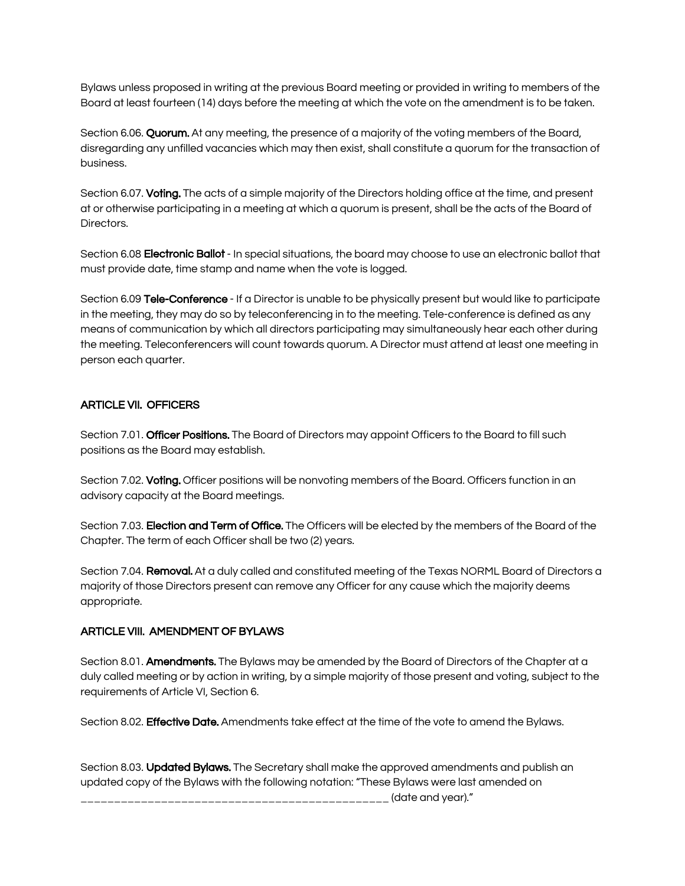Bylaws unless proposed in writing at the previous Board meeting or provided in writing to members of the Board at least fourteen (14) days before the meeting at which the vote on the amendment is to be taken.

Section 6.06. **Quorum.** At any meeting, the presence of a majority of the voting members of the Board, disregarding any unfilled vacancies which may then exist, shall constitute a quorum for the transaction of business.

Section 6.07. **Voting.** The acts of a simple majority of the Directors holding office at the time, and present at or otherwise participating in a meeting at which a quorum is present, shall be the acts of the Board of Directors.

Section 6.08 **Electronic Ballot** - In special situations, the board may choose to use an electronic ballot that must provide date, time stamp and name when the vote is logged.

Section 6.09 **Tele-Conference** - If a Director is unable to be physically present but would like to participate in the meeting, they may do so by teleconferencing in to the meeting. Tele-conference is defined as any means of communication by which all directors participating may simultaneously hear each other during the meeting. Teleconferencers will count towards quorum. A Director must attend at least one meeting in person each quarter.

## ARTICLE VII. OFFICERS

Section 7.01. **Officer Positions.** The Board of Directors may appoint Officers to the Board to fill such positions as the Board may establish.

Section 7.02. **Voting.** Officer positions will be nonvoting members of the Board. Officers function in an advisory capacity at the Board meetings.

Section 7.03. **Election and Term of Office.** The Officers will be elected by the members of the Board of the Chapter. The term of each Officer shall be two (2) years.

Section 7.04. **Removal.** At a duly called and constituted meeting of the Texas NORML Board of Directors a majority of those Directors present can remove any Officer for any cause which the majority deems appropriate.

## ARTICLE VIII. AMENDMENT OF BYLAWS

Section 8.01. **Amendments.** The Bylaws may be amended by the Board of Directors of the Chapter at a duly called meeting or by action in writing, by a simple majority of those present and voting, subject to the requirements of Article VI, Section 6.

Section 8.02. **Effective Date.** Amendments take effect at the time of the vote to amend the Bylaws.

Section 8.03. **Updated Bylaws.** The Secretary shall make the approved amendments and publish an updated copy of the Bylaws with the following notation: "These Bylaws were last amended on _____________________________________________ (date and year)."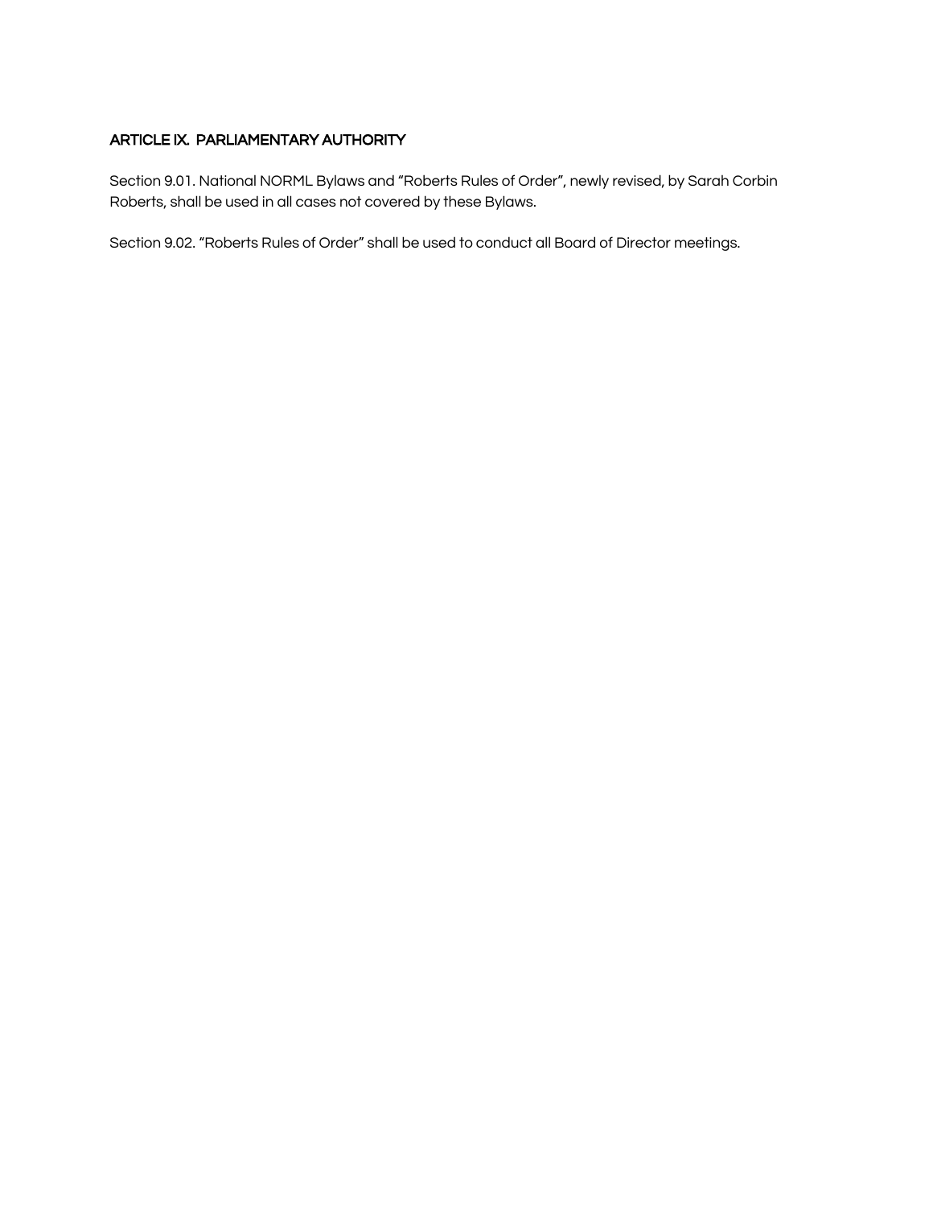## ARTICLE IX. PARLIAMENTARY AUTHORITY

Section 9.01. National NORML Bylaws and "Roberts Rules of Order", newly revised, by Sarah Corbin Roberts, shall be used in all cases not covered by these Bylaws.

Section 9.02. "Roberts Rules of Order" shall be used to conduct all Board of Director meetings.